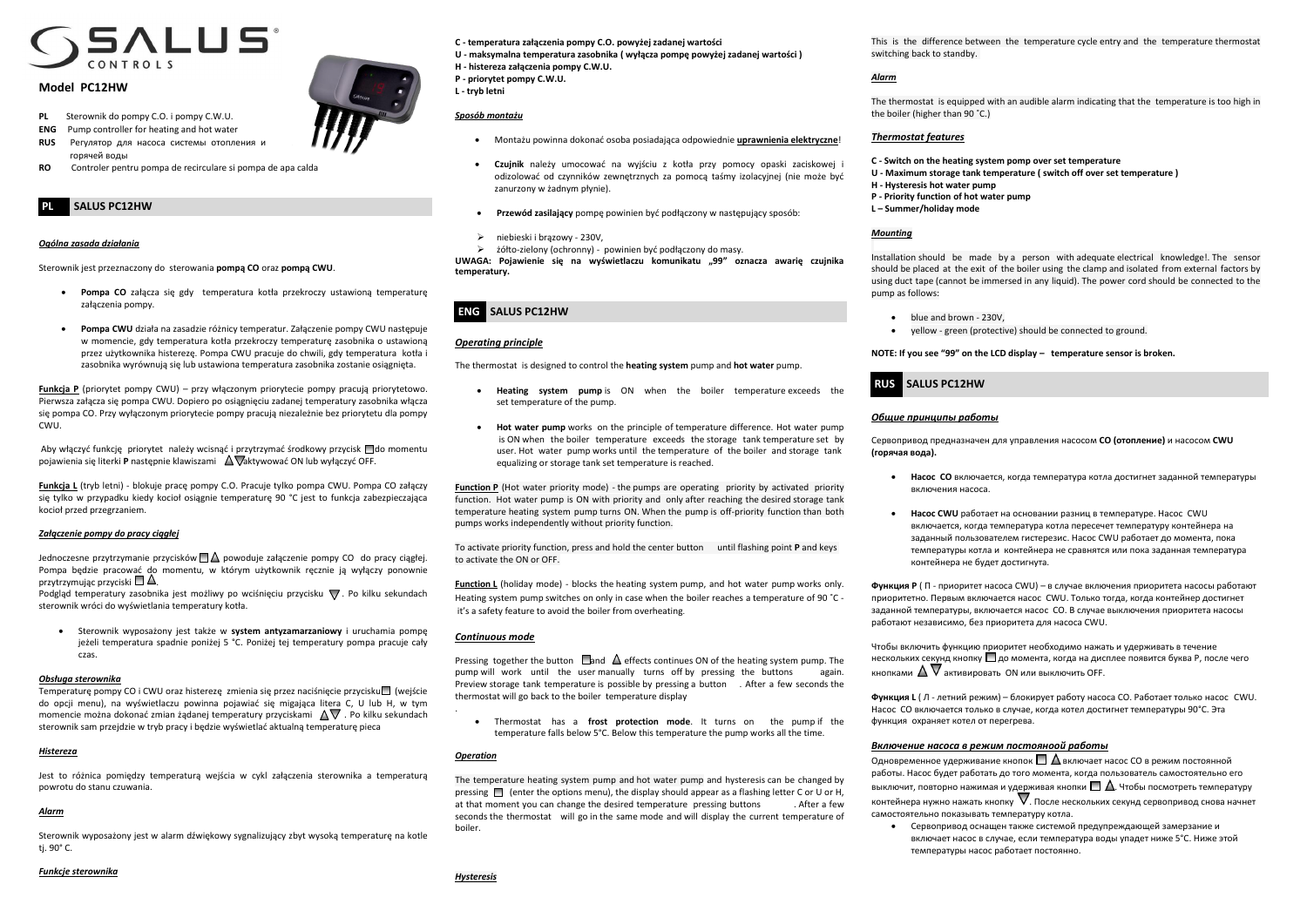# SALUS CONTROLS

## Model PC12HW

- **PL** Sterownik do pompy C.O. i pompy C.W.U.
- **ENG** Pump controller for heating and hot water
- **RUS** Регулятор для насоса системы отопления и горячей воды
- **RO** Controler pentru pompa de recirculare si pompa de apa calda

## PL SALUS PC12HW

### *Ogólna zasada działania*

Sterownik jest przeznaczony do sterowania **pompą CO** oraz **pompą CWU**.

- **Pompa CO** załącza się gdy temperatura kotła przekroczy ustawioną temperaturę załączenia pompy.
- **Pompa CWU** działa na zasadzie różnicy temperatur. Załączenie pompy CWU następuje w momencie, gdy temperatura kotła przekroczy temperaturę zasobnika o ustawioną przez użytkownika histerezę. Pompa CWU pracuje do chwili, gdy temperatura kotła i zasobnika wyrównują się lub ustawiona temperatura zasobnika zostanie osiągnięta.

**Funkcja P** (priorytet pompy CWU) – przy włączonym priorytecie pompy pracują priorytetowo. Pierwsza załącza się pompa CWU. Dopiero po osiągnięciu zadanej temperatury zasobnika włącza się pompa CO. Przy wyłączonym priorytecie pompy pracują niezależnie bez priorytetu dla pompy CWU.

Aby włączyć funkcję priorytet należy wcisnąć i przytrzymać środkowy przycisk ▢ do momentu pojawienia się literki **P** następnie klawiszami △▽ aktywować ON lub wyłączyć OFF.

**Funkcja L** (tryb letni) - blokuje pracę pompy C.O. Pracuje tylko pompa CWU. Pompa CO załączy się tylko w przypadku kiedy kocioł osiągnie temperaturę 90 °C jest to funkcja zabezpieczająca kocioł przed przegrzaniem.

### *Załączenie pompy do pracy ciągłej*

Jednoczesne przytrzymanie przycisków ▢△ powoduje załączenie pompy CO do pracy ciągłej. Pompa będzie pracować do momentu, w którym użytkownik ręcznie ją wyłączy ponownie przytrzymując przyciski ▢△.

Podgląd temperatury zasobnika jest możliwy po wciśnięciu przycisku ▽. Po kilku sekundach sterownik wróci do wyświetlania temperatury kotła.

- Sterownik wyposażony jest także w **system antyzamarzaniowy** i uruchamia pompę jeżeli temperatura spadnie poniżej 5 °C. Poniżej tej temperatury pompa pracuje cały czas.

### *Obsługa sterownika*

Temperaturę pompy CO i CWU oraz histerezę zmienia się przez naciśnięcie przycisku ▢ (wejście do opcji menu), na wyświetlaczu powinna pojawiać się migająca litera C, U lub H, w tym momencie można dokonać zmian żądanej temperatury przyciskami △▽. Po kilku sekundach sterownik sam przejdzie w tryb pracy i będzie wyświetlać aktualną temperaturę pieca

### *Histereza*

Jest to różnica pomiędzy temperaturą wejścia w cykl załączenia sterownika a temperaturą powrotu do stanu czuwania.

### *Alarm*

Sterownik wyposażony jest w alarm dźwiękowy sygnalizujący zbyt wysoką temperaturę na kotle tj. 90° C.

### *Funkcje sterownika*

**C - temperatura załączenia pompy C.O. powyżej zadanej wartości**
**U - maksymalna temperatura zasobnika ( wyłącza pompę powyżej zadanej wartości )**
**H - histereza załączenia pompy C.W.U.**
**P - priorytet pompy C.W.U.**
**L - tryb letni**

### *Sposób montażu*

- Montażu powinna dokonać osoba posiadająca odpowiednie **uprawnienia elektryczne**!
- **Czujnik** należy umocować na wyjściu z kotła przy pomocy opaski zaciskowej i odizolować od czynników zewnętrznych za pomocą taśmy izolacyjnej (nie może być zanurzony w żadnym płynie).
- **Przewód zasilający** pompę powinien być podłączony w następujący sposób:
  - niebieski i brązowy - 230V,
  - żółto-zielony (ochronny) - powinien być podłączony do masy.

**UWAGA: Pojawienie się na wyświetlaczu komunikatu „99" oznacza awarię czujnika temperatury.**

## ENG SALUS PC12HW

### *Operating principle*

The thermostat is designed to control the **heating system** pump and **hot water** pump.

- **Heating system pump** is ON when the boiler temperature exceeds the set temperature of the pump.
- **Hot water pump** works on the principle of temperature difference. Hot water pump is ON when the boiler temperature exceeds the storage tank temperature set by user. Hot water pump works until the temperature of the boiler and storage tank equalizing or storage tank set temperature is reached.

**Function P** (Hot water priority mode) - the pumps are operating priority by activated priority function. Hot water pump is ON with priority and only after reaching the desired storage tank temperature heating system pump turns ON. When the pump is off-priority function than both pumps works independently without priority function.

To activate priority function, press and hold the center button until flashing point **P** and keys to activate the ON or OFF.

**Function L** (holiday mode) - blocks the heating system pump, and hot water pump works only. Heating system pump switches on only in case when the boiler reaches a temperature of 90 ˚C - it's a safety feature to avoid the boiler from overheating.

### *Continuous mode*

Pressing together the button ▢and △ effects continues ON of the heating system pump. The pump will work until the user manually turns off by pressing the buttons again. Preview storage tank temperature is possible by pressing a button . After a few seconds the thermostat will go back to the boiler temperature display

- Thermostat has a **frost protection mode**. It turns on the pump if the temperature falls below 5°C. Below this temperature the pump works all the time.

### *Operation*

The temperature heating system pump and hot water pump and hysteresis can be changed by pressing ▢ (enter the options menu), the display should appear as a flashing letter C or U or H, at that moment you can change the desired temperature pressing buttons . After a few seconds the thermostat will go in the same mode and will display the current temperature of boiler.

### *Hysteresis*

This is the difference between the temperature cycle entry and the temperature thermostat switching back to standby.

### *Alarm*

The thermostat is equipped with an audible alarm indicating that the temperature is too high in the boiler (higher than 90 ˚C.)

### *Thermostat features*

**C - Switch on the heating system pomp over set temperature**
**U - Maximum storage tank temperature ( switch off over set temperature )**
**H - Hysteresis hot water pump**
**P - Priority function of hot water pump**
**L – Summer/holiday mode**

### *Mounting*

Installation should be made by a person with adequate electrical knowledge!. The sensor should be placed at the exit of the boiler using the clamp and isolated from external factors by using duct tape (cannot be immersed in any liquid). The power cord should be connected to the pump as follows:

- blue and brown - 230V,
- yellow - green (protective) should be connected to ground.

**NOTE: If you see "99" on the LCD display – temperature sensor is broken.**

## RUS SALUS PC12HW

### *Общие принципы работы*

Сервопривод предназначен для управления насосом **CO (отопление)** и насосом **CWU (горячая вода).**

- **Насос CO** включается, когда температура котла достигнет заданной температуры включения насоса.
- **Насос CWU** работает на основании разниц в температуре. Насос CWU включается, когда температура котла пересечет температуру контейнера на заданный пользователем гистерезис. Насос CWU работает до момента, пока температуры котла и контейнера не сравнятся или пока заданная температура контейнера не будет достигнута.

**Функция P** ( П - приоритет насоса CWU) – в случае включения приоритета насосы работают приоритетно. Первым включается насос CWU. Только тогда, когда контейнер достигнет заданной температуры, включается насос CO. В случае выключения приоритета насосы работают независимо, без приоритета для насоса CWU.

Чтобы включить функцию приоритет необходимо нажать и удерживать в течение нескольких секунд кнопку ▢ до момента, когда на дисплее появится буква P, после чего кнопками △▽ активировать ON или выключить OFF.

**Функция L** ( Л - летний режим) – блокирует работу насоса CO. Работает только насос CWU. Насос CO включается только в случае, когда котел достигнет температуры 90°C. Эта функция охраняет котел от перегрева.

### *Включение насоса в режим постоянной работы*

Одновременное удерживание кнопок ▢△ включает насос CO в режим постоянной работы. Насос будет работать до того момента, когда пользователь самостоятельно его выключит, повторно нажимая и удерживая кнопки ▢△. Чтобы посмотреть температуру контейнера нужно нажать кнопку ▽. После нескольких секунд сервопривод снова начнет самостоятельно показывать температуру котла.

- Сервопривод оснащен также системой предупреждающей замерзание и включает насос в случае, если температура воды упадет ниже 5°C. Ниже этой температуры насос работает постоянно.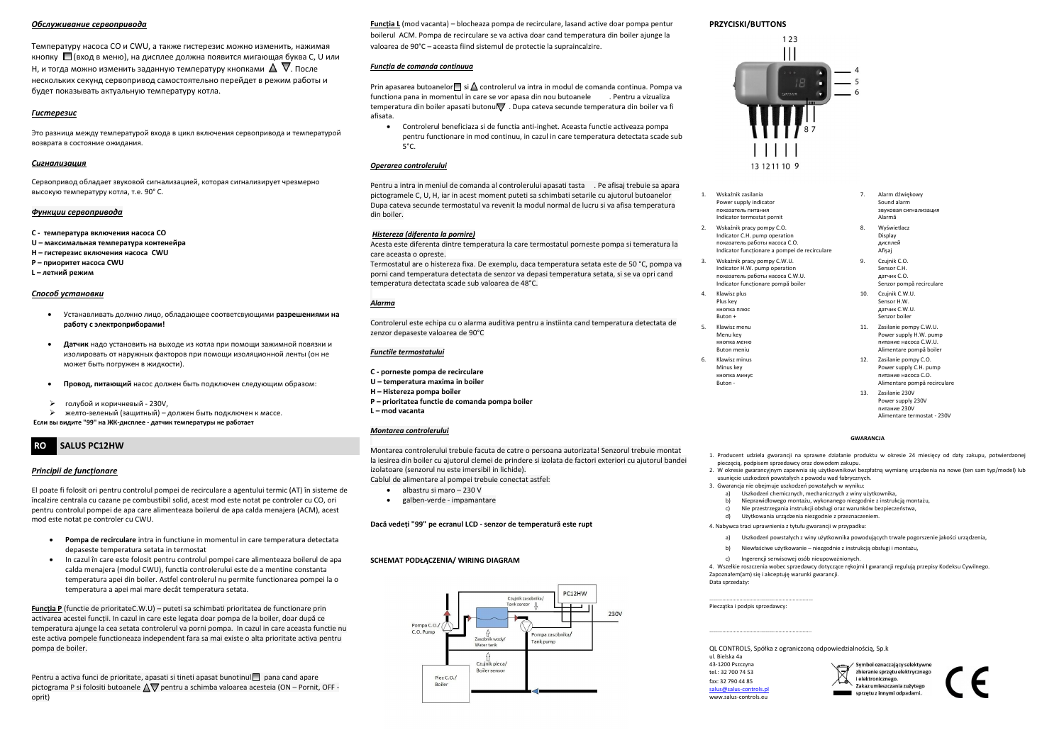### *Обслуживание сервопривода*

Температуру насоса CO и CWU, а также гистерезис можно изменить, нажимая кнопку (вход в меню), на дисплее должна появится мигающая буква C, U или H, и тогда можно изменить заданную температуру кнопками. После нескольких секунд сервопривод самостоятельно перейдет в режим работы и будет показывать актуальную температуру котла.

### *Гистерезис*

Это разница между температурой входа в цикл включения сервопривода и температурой возврата в состояние ожидания.

### *Сигнализация*

Сервопривод обладает звуковой сигнализацией, которая сигнализирует чрезмерно высокую температуру котла, т.е. 90° C.

### *Функции сервопривода*

**C - температура включения насоса CO**
**U – максимальная температура контенейра**
**H – гистерезис включения насоса CWU**
**P – приоритет насоса CWU**
**L – летний режим**

### *Способ установки*

- Устанавливать должно лицо, обладающее соответсвующими **разрешениями на работу с электроприборами!**
- **Датчик** надо установить на выходе из котла при помощи зажимной повязки и изолировать от наружных факторов при помощи изоляционной ленты (он не может быть погружен в жидкости).
- **Провод, питающий** насос должен быть подключен следующим образом:

  - голубой и коричневый - 230V,
  - желто-зеленый (защитный) – должен быть подключен к массе.

**Если вы видите "99" на ЖК-дисплее - датчик температуры не работает**

## RO SALUS PC12HW

### *Principii de funcționare*

El poate fi folosit ori pentru controlul pompei de recirculare a agentului termic (AT) în sisteme de încalzire centrala cu cazane pe combustibil solid, acest mod este notat pe controler cu CO, ori pentru controlul pompei de apa care alimenteaza boilerul de apa calda menajera (ACM), acest mod este notat pe controler cu CWU.

- **Pompa de recirculare** intra in functiune in momentul in care temperatura detectata depaseste temperatura setata in termostat
- In cazul în care este folosit pentru controlul pompei care alimenteaza boilerul de apa calda menajera (modul CWU), functia controlerului este de a mentine constanta temperatura apei din boiler. Astfel controlerul nu permite functionarea pompei la o temperatura a apei mai mare decât temperatura setata.

**Funcția P** (functie de prioritateC.W.U) – puteti sa schimbati prioritatea de functionare prin activarea acestei funcții. In cazul in care este legata doar pompa de la boiler, doar după ce temperatura ajunge la cea setata controlerul va porni pompa. In cazul in care aceasta functie nu este activa pompele functioneaza independent fara sa mai existe o alta prioritate activa pentru pompa de boiler.

Pentru a activa funci de prioritate, apasati si tineti apasat bunotinul pana cand apare pictograma P si folositi butoanele pentru a schimba valoarea acesteia (ON – Pornit, OFF - oprit)

**Funcția L** (mod vacanta) – blocheaza pompa de recirculare, lasand active doar pompa pentur boilerul ACM. Pompa de recirculare se va activa doar cand temperatura din boiler ajunge la valoarea de 90°C – aceasta fiind sistemul de protectie la supraincalzire.

### *Funcția de comanda continuua*

Prin apasarea butoanelor si controlerul va intra in modul de comanda continua. Pompa va functiona pana in momentul in care se vor apasa din nou butoanele . Pentru a vizualiza temperatura din boiler apasati butonul . Dupa cateva secunde temperatura din boiler va fi afisata.

- Controlerul beneficiaza si de functia anti-inghet. Aceasta functie activeaza pompa pentru functionare in mod continuu, in cazul in care temperatura detectata scade sub 5°C.

### *Operarea controlerului*

Pentru a intra in meniul de comanda al controlerului apasati tasta . Pe afisaj trebuie sa apara pictogramele C, U, H, iar in acest moment puteti sa schimbati setarile cu ajutorul butoanelor Dupa cateva secunde termostatul va revenit la modul normal de lucru si va afisa temperatura din boiler.

### *Histereza (diferenta la pornire)*

Acesta este diferenta dintre temperatura la care termostatul porneste pompa si temeratura la care aceasta o opreste.

Termostatul are o histereza fixa. De exemplu, daca temperatura setata este de 50 °C, pompa va porni cand temperatura detectata de senzor va depasi temperatura setata, si se va opri cand temperatura detectata scade sub valoarea de 48°C.

### *Alarma*

Controlerul este echipa cu o alarma auditiva pentru a instiinta cand temperatura detectata de zenzor depaseste valoarea de 90°C

### *Functiile termostatului*

**C - porneste pompa de recirculare**
**U – temperatura maxima in boiler**
**H – Histereza pompa boiler**
**P – prioritatea functie de comanda pompa boiler**
**L – mod vacanta**

### *Montarea controlerului*

Montarea controlerului trebuie facuta de catre o persoana autorizata! Senzorul trebuie montat la iesirea din boiler cu ajutorul clemei de prindere si izolata de factori exteriori cu ajutorul bandei izolatoare (senzorul nu este imersibil in lichide).

Cablul de alimentare al pompei trebuie conectat astfel:

- albastru si maro – 230 V
- galben-verde - impamantare

**Dacă vedeți "99" pe ecranul LCD - senzor de temperatură este rupt**

**SCHEMAT PODŁĄCZENIA/ WIRING DIAGRAM**

PC12HW
230V
Czujnik zasobnika/ Tank sensor
Pompa C.O./ C.O. Pump
Zasobnik wody/ Water tank
Pompa zasobnika/ Tank pump
Czujnik pieca/ Boiler sensor
Piec C.O./ Boiler

**PRZYCISKI/BUTTONS**

1 2 3
4
5
6
8 7
13 12 11 10 9

1. Wskaźnik zasilania
   Power supply indicator
   показатель питания
   Indicator termostat pornit
2. Wskaźnik pracy pompy C.O.
   Indicator C.H. pump operation
   показатель работы насоса C.O.
   Indicator funcționare a pompei de recirculare
3. Wskaźnik pracy pompy C.W.U.
   Indicator H.W. pump operation
   показатель работы насоса C.W.U.
   Indicator funcționare pompă boiler
4. Klawisz plus
   Plus key
   кнопка плюс
   Buton +
5. Klawisz menu
   Menu key
   кнопка меню
   Buton meniu
6. Klawisz minus
   Minus key
   кнопка минус
   Buton -
7. Alarm dźwiękowy
   Sound alarm
   звуковая сигнализация
   Alarmă
8. Wyświetlacz
   Display
   дисплей
   Afisaj
9. Czujnik C.O.
   Sensor C.H.
   датчик C.O.
   Senzor pompă recirculare
10. Czujnik C.W.U.
    Sensor H.W.
    датчик C.W.U.
    Senzor boiler
11. Zasilanie pompy C.W.U.
    Power supply H.W. pump
    питание насоса C.W.U.
    Alimentare pompă boiler
12. Zasilanie pompy C.O.
    Power supply C.H. pump
    питание насоса C.O.
    Alimentare pompă recirculare
13. Zasilanie 230V
    Power supply 230V
    питание 230V
    Alimentare termostat - 230V

**GWARANCJA**

1. Producent udziela gwarancji na sprawne działanie produktu w okresie 24 miesięcy od daty zakupu, potwierdzonej pieczęcią, podpisem sprzedawcy oraz dowodem zakupu.
2. W okresie gwarancyjnym zapewnia się użytkownikowi bezpłatną wymianę urządzenia na nowe (ten sam typ/model) lub usunięcie uszkodzeń powstałych z powodu wad fabrycznych.
3. Gwarancja nie obejmuje uszkodzeń powstałych w wyniku:
   a) Uszkodzeń chemicznych, mechanicznych z winy użytkownika,
   b) Nieprawidłowego montażu, wykonanego niezgodnie z instrukcją montażu,
   c) Nie przestrzegania instrukcji obsługi oraz warunków bezpieczeństwa,
   d) Użytkowania urządzenia niezgodnie z przeznaczeniem.
4. Nabywca traci uprawnienia z tytułu gwarancji w przypadku:
   a) Uszkodzeń powstałych z winy użytkownika powodujących trwałe pogorszenie jakości urządzenia,
   b) Niewłaściwe użytkowanie – niezgodnie z instrukcją obsługi i montażu,
   c) Ingerencji serwisowej osób nieupoważnionych.
4. Wszelkie roszczenia wobec sprzedawcy dotyczące rękojmi I gwarancji regulują przepisy Kodeksu Cywilnego.

Zapoznałem(am) się i akceptuję warunki gwarancji.
Data sprzedaży:

.......................................................................

Pieczątka i podpis sprzedawcy:

.......................................................................

QL CONTROLS, Spółka z ograniczoną odpowiedzialnością, Sp.k
ul. Bielska 4a
43-1200 Pszczyna
tel.: 32 700 74 53
fax: 32 790 44 85
salus@salus-controls.pl
www.salus-controls.eu

Symbol oznaczający selektywne zbieranie sprzętu elektrycznego i elektronicznego. Zakaz umieszczania zużytego sprzętu z innymi odpadami.

CE